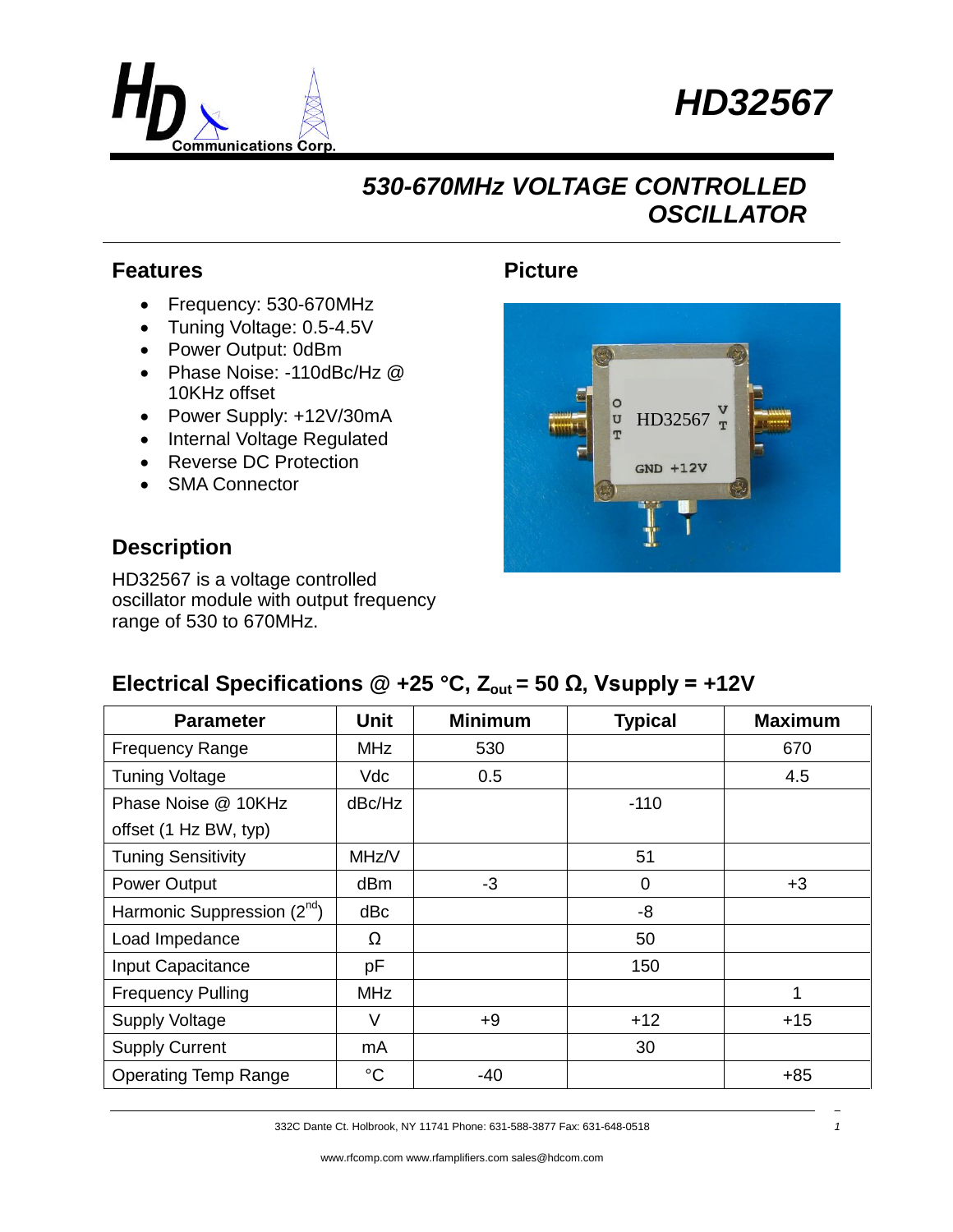# HD32567

## 530-670MHz VOLTAGE CONTROLLED OSCILLATOR

### Features

- Frequency: 530-670MHz
- Tuning Voltage: 0.5-4.5V
- Power Output: 0dBm
- Phase Noise: -110dBc/Hz @ 10KHz offset
- Power Supply: +12V/30mA
- Internal Voltage Regulated
- Reverse DC Protection
- SMA Connector

### Picture

### Description

HD32567 is a voltage controlled oscillator module with output frequency range of 530 to 670MHz.

### Electrical Specifications @ +25 °C, $Z_{out}$ = 50 Ω, Vsupply = +12V

| Parameter | Unit | Minimum | Typical | Maximum |
|---|---|---|---|---|
| Frequency Range | MHz | 530 | | 670 |
| Tuning Voltage | Vdc | 0.5 | | 4.5 |
| Phase Noise @ 10KHz offset (1 Hz BW, typ) | dBc/Hz | | -110 | |
| Tuning Sensitivity | MHz/V | | 51 | |
| Power Output | dBm | -3 | 0 | +3 |
| Harmonic Suppression (2nd) | dBc | | -8 | |
| Load Impedance | Ω | | 50 | |
| Input Capacitance | pF | | 150 | |
| Frequency Pulling | MHz | | | 1 |
| Supply Voltage | V | +9 | +12 | +15 |
| Supply Current | mA | | 30 | |
| Operating Temp Range | °C | -40 | | +85 |

332C Dante Ct. Holbrook, NY 11741 Phone: 631-588-3877 Fax: 631-648-0518

www.rfcomp.com www.rfamplifiers.com sales@hdcom.com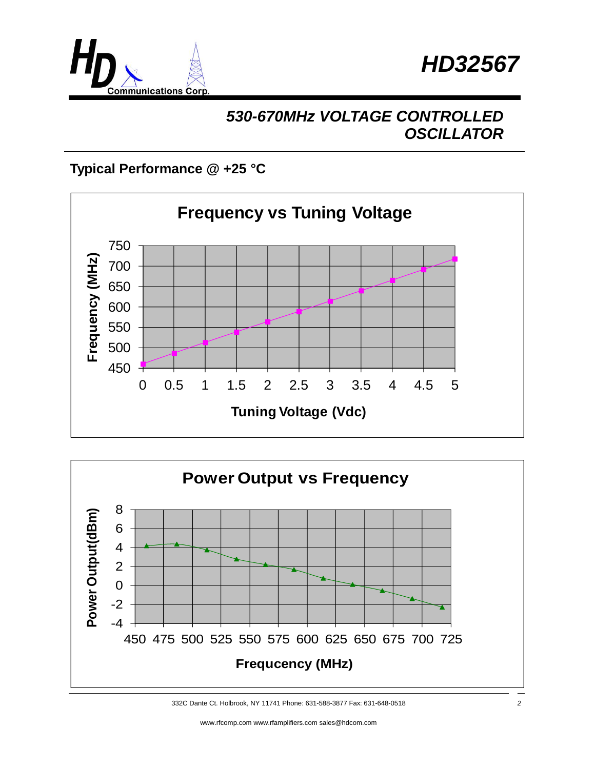# HD32567

## 530-670MHz VOLTAGE CONTROLLED OSCILLATOR

### Typical Performance @ +25 °C

**Frequency vs Tuning Voltage**

Frequency (MHz)

750
700
650
600
550
500
450

0 0.5 1 1.5 2 2.5 3 3.5 4 4.5 5

Tuning Voltage (Vdc)

**Power Output vs Frequency**

Power Output(dBm)

8
6
4
2
0
-2
-4

450 475 500 525 550 575 600 625 650 675 700 725

Frequency (MHz)

332C Dante Ct. Holbrook, NY 11741 Phone: 631-588-3877 Fax: 631-648-0518

www.rfcomp.com www.rfamplifiers.com sales@hdcom.com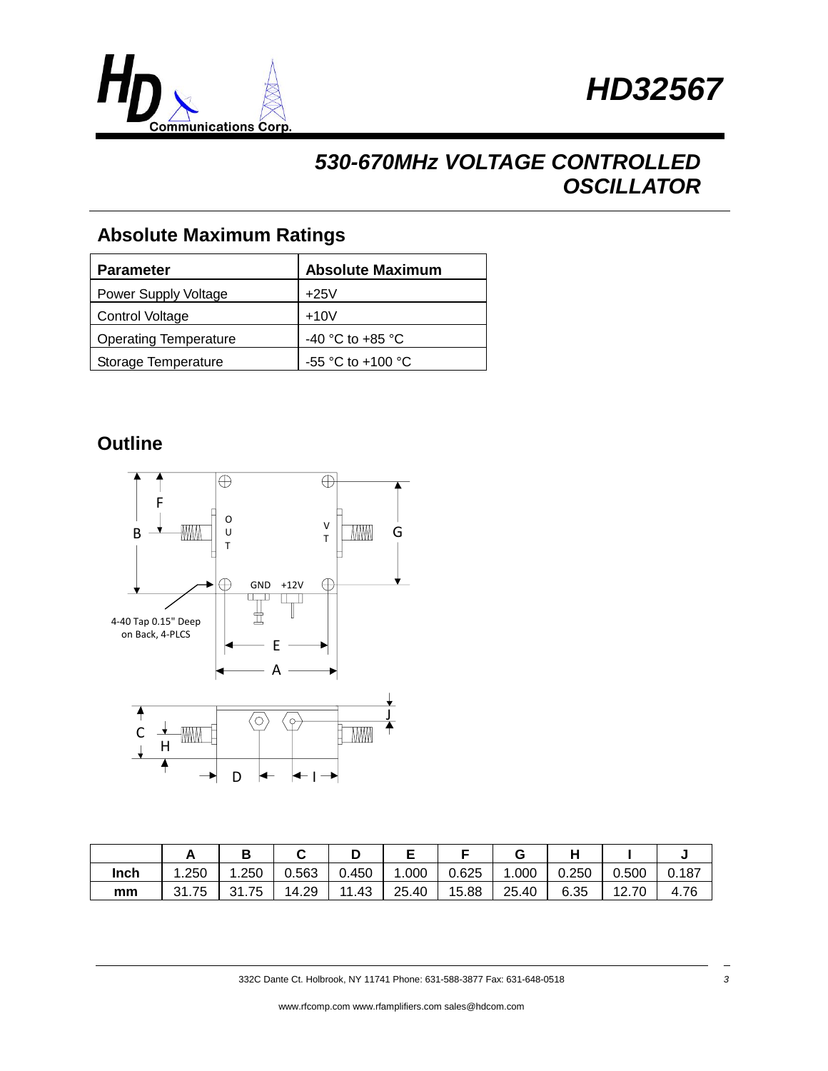# HD32567

## 530-670MHz VOLTAGE CONTROLLED OSCILLATOR

## Absolute Maximum Ratings

| Parameter | Absolute Maximum |
|---|---|
| Power Supply Voltage | +25V |
| Control Voltage | +10V |
| Operating Temperature | -40 °C to +85 °C |
| Storage Temperature | -55 °C to +100 °C |

## Outline

F
B
O U T
V T
G
GND
+12V
4-40 Tap 0.15" Deep on Back, 4-PLCS
E
A
C
H
D
I
J

| | A | B | C | D | E | F | G | H | I | J |
|---|---|---|---|---|---|---|---|---|---|---|
| **Inch** | 1.250 | 1.250 | 0.563 | 0.450 | 1.000 | 0.625 | 1.000 | 0.250 | 0.500 | 0.187 |
| **mm** | 31.75 | 31.75 | 14.29 | 11.43 | 25.40 | 15.88 | 25.40 | 6.35 | 12.70 | 4.76 |

332C Dante Ct. Holbrook, NY 11741 Phone: 631-588-3877 Fax: 631-648-0518

www.rfcomp.com www.rfamplifiers.com sales@hdcom.com